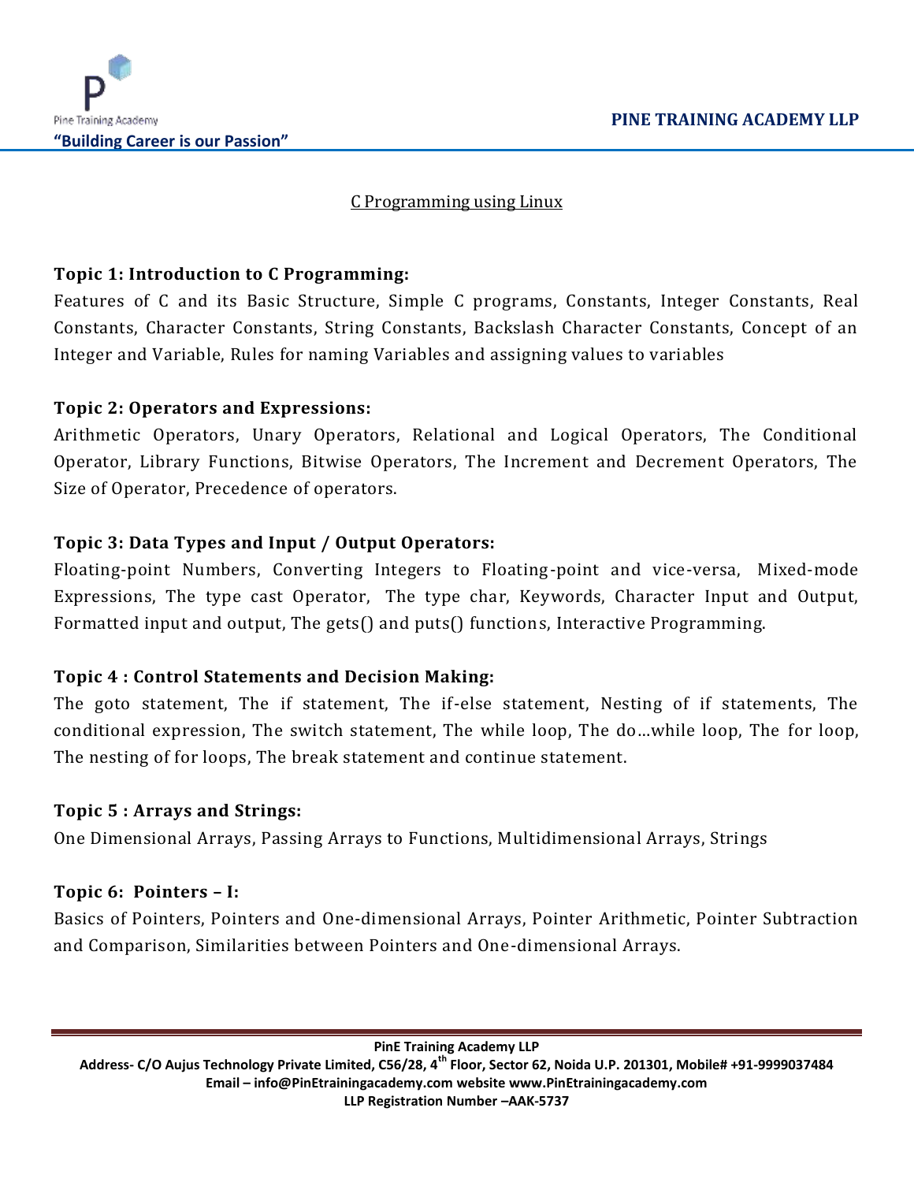# C Programming using Linux

**Topic 1: Introduction to C Programming:**

Features of C and its Basic Structure, Simple C programs, Constants, Integer Constants, Real Constants, Character Constants, String Constants, Backslash Character Constants, Concept of an Integer and Variable, Rules for naming Variables and assigning values to variables

**Topic 2: Operators and Expressions:**

Arithmetic Operators, Unary Operators, Relational and Logical Operators, The Conditional Operator, Library Functions, Bitwise Operators, The Increment and Decrement Operators, The Size of Operator, Precedence of operators.

**Topic 3: Data Types and Input / Output Operators:**

Floating-point Numbers, Converting Integers to Floating-point and vice-versa, Mixed-mode Expressions, The type cast Operator, The type char, Keywords, Character Input and Output, Formatted input and output, The gets() and puts() functions, Interactive Programming.

**Topic 4 : Control Statements and Decision Making:**

The goto statement, The if statement, The if-else statement, Nesting of if statements, The conditional expression, The switch statement, The while loop, The do…while loop, The for loop, The nesting of for loops, The break statement and continue statement.

**Topic 5 : Arrays and Strings:**

One Dimensional Arrays, Passing Arrays to Functions, Multidimensional Arrays, Strings

**Topic 6: Pointers – I:**

Basics of Pointers, Pointers and One-dimensional Arrays, Pointer Arithmetic, Pointer Subtraction and Comparison, Similarities between Pointers and One-dimensional Arrays.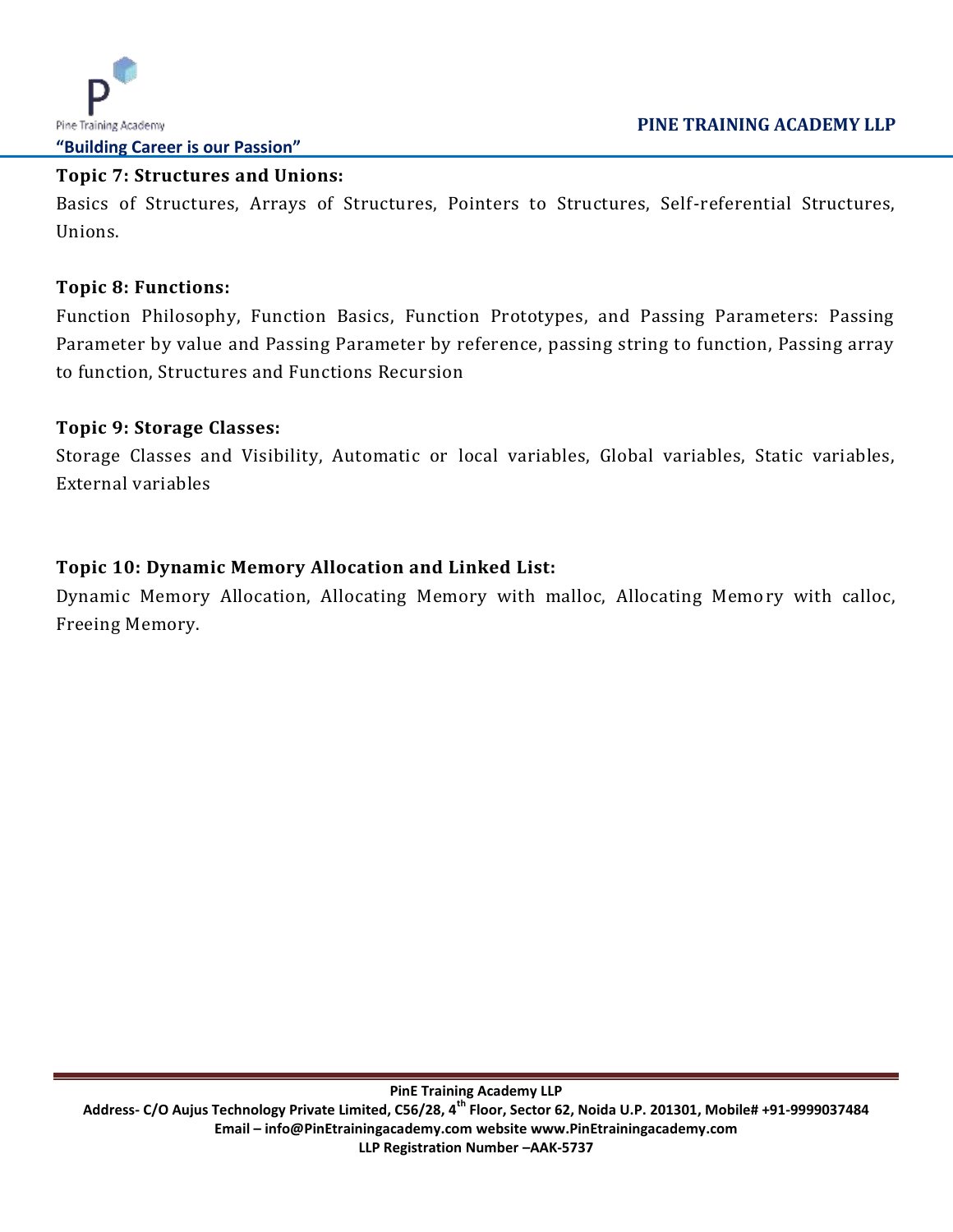**Topic 7: Structures and Unions:**

Basics of Structures, Arrays of Structures, Pointers to Structures, Self-referential Structures, Unions.

**Topic 8: Functions:**

Function Philosophy, Function Basics, Function Prototypes, and Passing Parameters: Passing Parameter by value and Passing Parameter by reference, passing string to function, Passing array to function, Structures and Functions Recursion

**Topic 9: Storage Classes:**

Storage Classes and Visibility, Automatic or local variables, Global variables, Static variables, External variables

**Topic 10: Dynamic Memory Allocation and Linked List:**

Dynamic Memory Allocation, Allocating Memory with malloc, Allocating Memory with calloc, Freeing Memory.